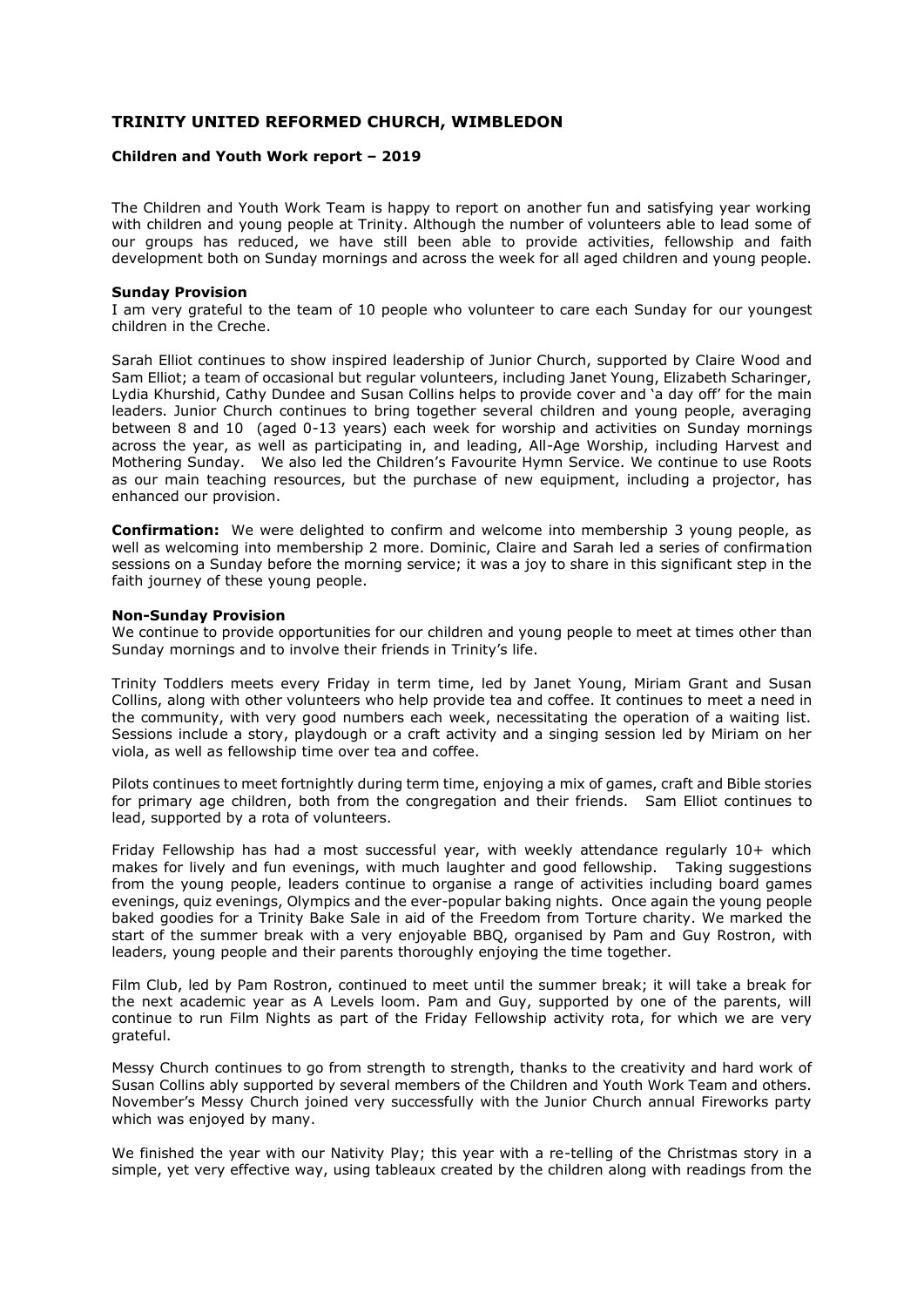## TRINITY UNITED REFORMED CHURCH, WIMBLEDON

### Children and Youth Work report – 2019

The Children and Youth Work Team is happy to report on another fun and satisfying year working with children and young people at Trinity. Although the number of volunteers able to lead some of our groups has reduced, we have still been able to provide activities, fellowship and faith development both on Sunday mornings and across the week for all aged children and young people.

**Sunday Provision**

I am very grateful to the team of 10 people who volunteer to care each Sunday for our youngest children in the Creche.

Sarah Elliot continues to show inspired leadership of Junior Church, supported by Claire Wood and Sam Elliot; a team of occasional but regular volunteers, including Janet Young, Elizabeth Scharinger, Lydia Khurshid, Cathy Dundee and Susan Collins helps to provide cover and 'a day off' for the main leaders. Junior Church continues to bring together several children and young people, averaging between 8 and 10 (aged 0-13 years) each week for worship and activities on Sunday mornings across the year, as well as participating in, and leading, All-Age Worship, including Harvest and Mothering Sunday. We also led the Children's Favourite Hymn Service. We continue to use Roots as our main teaching resources, but the purchase of new equipment, including a projector, has enhanced our provision.

**Confirmation:** We were delighted to confirm and welcome into membership 3 young people, as well as welcoming into membership 2 more. Dominic, Claire and Sarah led a series of confirmation sessions on a Sunday before the morning service; it was a joy to share in this significant step in the faith journey of these young people.

**Non-Sunday Provision**

We continue to provide opportunities for our children and young people to meet at times other than Sunday mornings and to involve their friends in Trinity's life.

Trinity Toddlers meets every Friday in term time, led by Janet Young, Miriam Grant and Susan Collins, along with other volunteers who help provide tea and coffee. It continues to meet a need in the community, with very good numbers each week, necessitating the operation of a waiting list. Sessions include a story, playdough or a craft activity and a singing session led by Miriam on her viola, as well as fellowship time over tea and coffee.

Pilots continues to meet fortnightly during term time, enjoying a mix of games, craft and Bible stories for primary age children, both from the congregation and their friends. Sam Elliot continues to lead, supported by a rota of volunteers.

Friday Fellowship has had a most successful year, with weekly attendance regularly 10+ which makes for lively and fun evenings, with much laughter and good fellowship. Taking suggestions from the young people, leaders continue to organise a range of activities including board games evenings, quiz evenings, Olympics and the ever-popular baking nights. Once again the young people baked goodies for a Trinity Bake Sale in aid of the Freedom from Torture charity. We marked the start of the summer break with a very enjoyable BBQ, organised by Pam and Guy Rostron, with leaders, young people and their parents thoroughly enjoying the time together.

Film Club, led by Pam Rostron, continued to meet until the summer break; it will take a break for the next academic year as A Levels loom. Pam and Guy, supported by one of the parents, will continue to run Film Nights as part of the Friday Fellowship activity rota, for which we are very grateful.

Messy Church continues to go from strength to strength, thanks to the creativity and hard work of Susan Collins ably supported by several members of the Children and Youth Work Team and others. November's Messy Church joined very successfully with the Junior Church annual Fireworks party which was enjoyed by many.

We finished the year with our Nativity Play; this year with a re-telling of the Christmas story in a simple, yet very effective way, using tableaux created by the children along with readings from the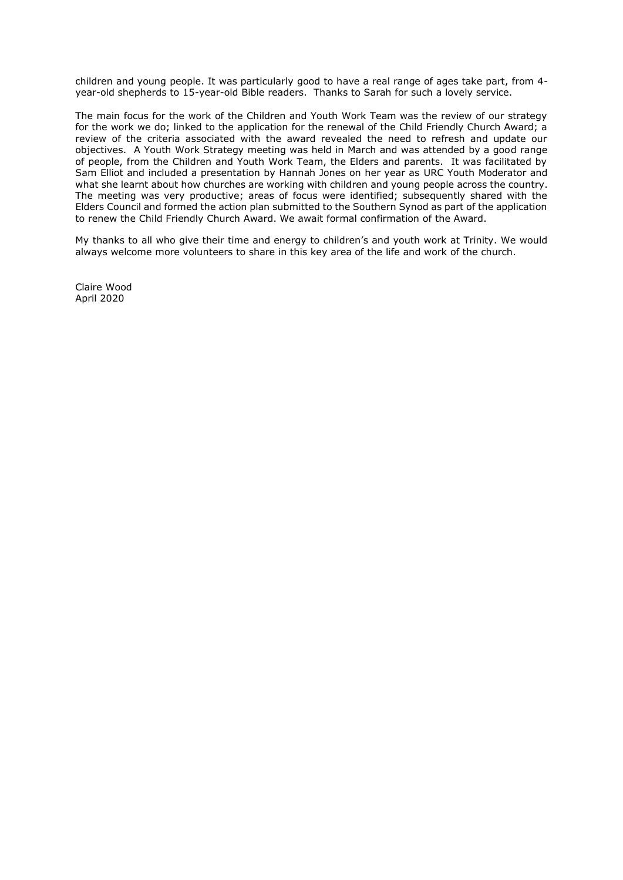children and young people. It was particularly good to have a real range of ages take part, from 4-year-old shepherds to 15-year-old Bible readers. Thanks to Sarah for such a lovely service.

The main focus for the work of the Children and Youth Work Team was the review of our strategy for the work we do; linked to the application for the renewal of the Child Friendly Church Award; a review of the criteria associated with the award revealed the need to refresh and update our objectives. A Youth Work Strategy meeting was held in March and was attended by a good range of people, from the Children and Youth Work Team, the Elders and parents. It was facilitated by Sam Elliot and included a presentation by Hannah Jones on her year as URC Youth Moderator and what she learnt about how churches are working with children and young people across the country. The meeting was very productive; areas of focus were identified; subsequently shared with the Elders Council and formed the action plan submitted to the Southern Synod as part of the application to renew the Child Friendly Church Award. We await formal confirmation of the Award.

My thanks to all who give their time and energy to children's and youth work at Trinity. We would always welcome more volunteers to share in this key area of the life and work of the church.

Claire Wood
April 2020